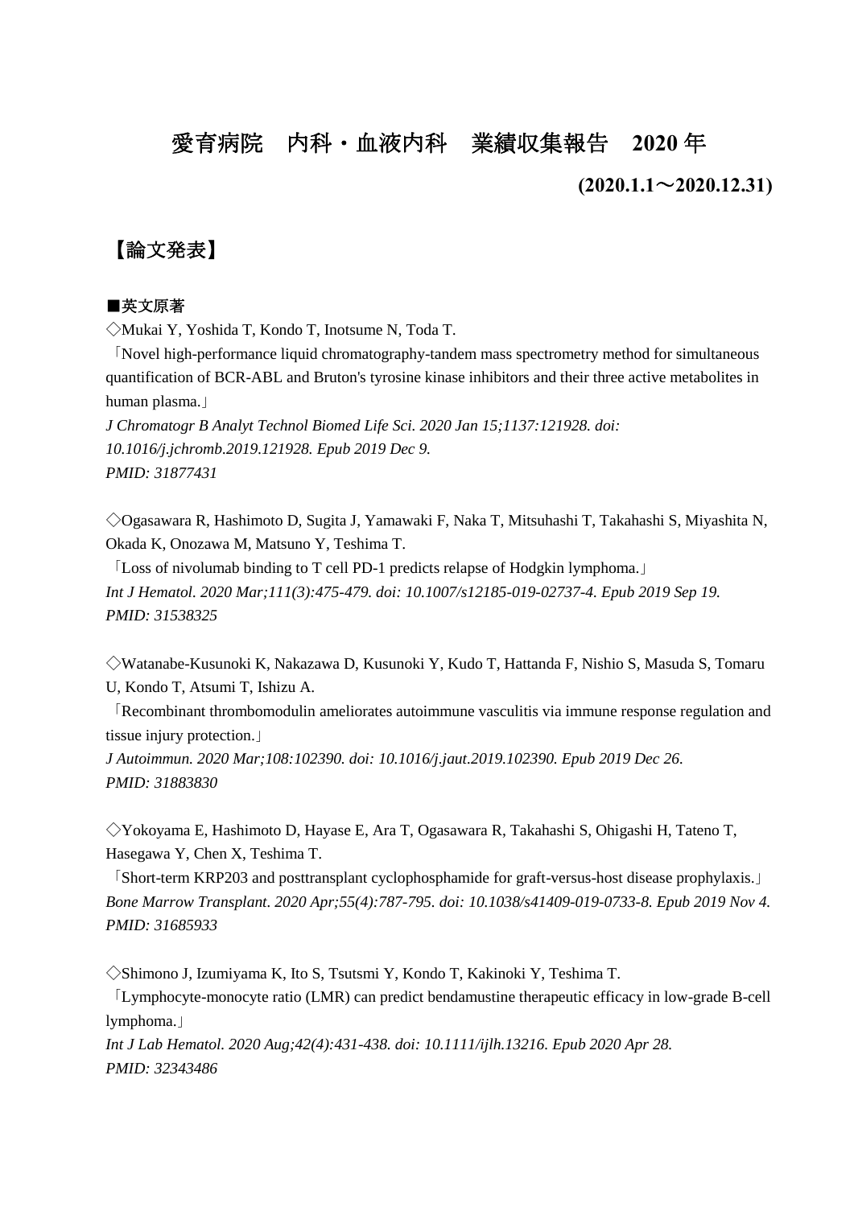# 愛育病院　内科・血液内科　業績収集報告　2020 年

**(2020.1.1～2020.12.31)**

## 【論文発表】

### ■英文原著

◇Mukai Y, Yoshida T, Kondo T, Inotsume N, Toda T.

「Novel high-performance liquid chromatography-tandem mass spectrometry method for simultaneous quantification of BCR-ABL and Bruton's tyrosine kinase inhibitors and their three active metabolites in human plasma.」

*J Chromatogr B Analyt Technol Biomed Life Sci. 2020 Jan 15;1137:121928. doi: 10.1016/j.jchromb.2019.121928. Epub 2019 Dec 9.*

*PMID: 31877431*

◇Ogasawara R, Hashimoto D, Sugita J, Yamawaki F, Naka T, Mitsuhashi T, Takahashi S, Miyashita N, Okada K, Onozawa M, Matsuno Y, Teshima T.

「Loss of nivolumab binding to T cell PD-1 predicts relapse of Hodgkin lymphoma.」

*Int J Hematol. 2020 Mar;111(3):475-479. doi: 10.1007/s12185-019-02737-4. Epub 2019 Sep 19.*

*PMID: 31538325*

◇Watanabe-Kusunoki K, Nakazawa D, Kusunoki Y, Kudo T, Hattanda F, Nishio S, Masuda S, Tomaru U, Kondo T, Atsumi T, Ishizu A.

「Recombinant thrombomodulin ameliorates autoimmune vasculitis via immune response regulation and tissue injury protection.」

*J Autoimmun. 2020 Mar;108:102390. doi: 10.1016/j.jaut.2019.102390. Epub 2019 Dec 26.*

*PMID: 31883830*

◇Yokoyama E, Hashimoto D, Hayase E, Ara T, Ogasawara R, Takahashi S, Ohigashi H, Tateno T, Hasegawa Y, Chen X, Teshima T.

「Short-term KRP203 and posttransplant cyclophosphamide for graft-versus-host disease prophylaxis.」

*Bone Marrow Transplant. 2020 Apr;55(4):787-795. doi: 10.1038/s41409-019-0733-8. Epub 2019 Nov 4.*

*PMID: 31685933*

◇Shimono J, Izumiyama K, Ito S, Tsutsmi Y, Kondo T, Kakinoki Y, Teshima T.

「Lymphocyte-monocyte ratio (LMR) can predict bendamustine therapeutic efficacy in low-grade B-cell lymphoma.」

*Int J Lab Hematol. 2020 Aug;42(4):431-438. doi: 10.1111/ijlh.13216. Epub 2020 Apr 28.*

*PMID: 32343486*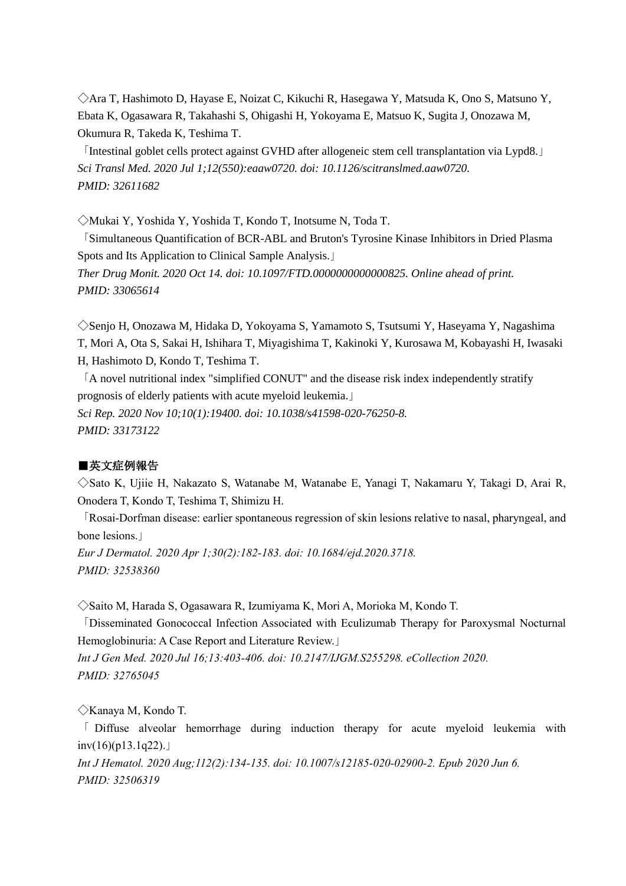◇Ara T, Hashimoto D, Hayase E, Noizat C, Kikuchi R, Hasegawa Y, Matsuda K, Ono S, Matsuno Y, Ebata K, Ogasawara R, Takahashi S, Ohigashi H, Yokoyama E, Matsuo K, Sugita J, Onozawa M, Okumura R, Takeda K, Teshima T.

「Intestinal goblet cells protect against GVHD after allogeneic stem cell transplantation via Lypd8.」

*Sci Transl Med. 2020 Jul 1;12(550):eaaw0720. doi: 10.1126/scitranslmed.aaw0720.*
*PMID: 32611682*

◇Mukai Y, Yoshida Y, Yoshida T, Kondo T, Inotsume N, Toda T.

「Simultaneous Quantification of BCR-ABL and Bruton's Tyrosine Kinase Inhibitors in Dried Plasma Spots and Its Application to Clinical Sample Analysis.」

*Ther Drug Monit. 2020 Oct 14. doi: 10.1097/FTD.0000000000000825. Online ahead of print.*
*PMID: 33065614*

◇Senjo H, Onozawa M, Hidaka D, Yokoyama S, Yamamoto S, Tsutsumi Y, Haseyama Y, Nagashima T, Mori A, Ota S, Sakai H, Ishihara T, Miyagishima T, Kakinoki Y, Kurosawa M, Kobayashi H, Iwasaki H, Hashimoto D, Kondo T, Teshima T.

「A novel nutritional index "simplified CONUT" and the disease risk index independently stratify prognosis of elderly patients with acute myeloid leukemia.」

*Sci Rep. 2020 Nov 10;10(1):19400. doi: 10.1038/s41598-020-76250-8.*
*PMID: 33173122*

**■英文症例報告**

◇Sato K, Ujiie H, Nakazato S, Watanabe M, Watanabe E, Yanagi T, Nakamaru Y, Takagi D, Arai R, Onodera T, Kondo T, Teshima T, Shimizu H.

「Rosai-Dorfman disease: earlier spontaneous regression of skin lesions relative to nasal, pharyngeal, and bone lesions.」

*Eur J Dermatol. 2020 Apr 1;30(2):182-183. doi: 10.1684/ejd.2020.3718.*
*PMID: 32538360*

◇Saito M, Harada S, Ogasawara R, Izumiyama K, Mori A, Morioka M, Kondo T.

「Disseminated Gonococcal Infection Associated with Eculizumab Therapy for Paroxysmal Nocturnal Hemoglobinuria: A Case Report and Literature Review.」

*Int J Gen Med. 2020 Jul 16;13:403-406. doi: 10.2147/IJGM.S255298. eCollection 2020.*
*PMID: 32765045*

◇Kanaya M, Kondo T.

「Diffuse alveolar hemorrhage during induction therapy for acute myeloid leukemia with inv(16)(p13.1q22).」

*Int J Hematol. 2020 Aug;112(2):134-135. doi: 10.1007/s12185-020-02900-2. Epub 2020 Jun 6.*
*PMID: 32506319*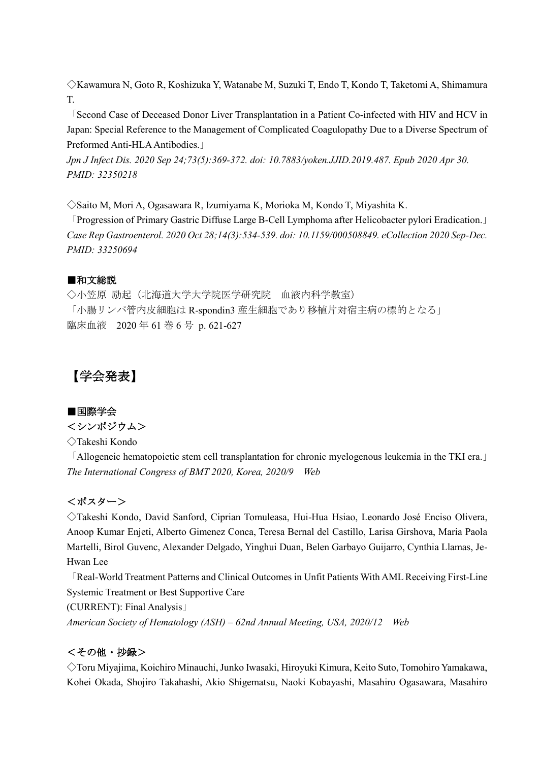◇Kawamura N, Goto R, Koshizuka Y, Watanabe M, Suzuki T, Endo T, Kondo T, Taketomi A, Shimamura T.

「Second Case of Deceased Donor Liver Transplantation in a Patient Co-infected with HIV and HCV in Japan: Special Reference to the Management of Complicated Coagulopathy Due to a Diverse Spectrum of Preformed Anti-HLA Antibodies.」

*Jpn J Infect Dis. 2020 Sep 24;73(5):369-372. doi: 10.7883/yoken.JJID.2019.487. Epub 2020 Apr 30. PMID: 32350218*

◇Saito M, Mori A, Ogasawara R, Izumiyama K, Morioka M, Kondo T, Miyashita K.

「Progression of Primary Gastric Diffuse Large B-Cell Lymphoma after Helicobacter pylori Eradication.」

*Case Rep Gastroenterol. 2020 Oct 28;14(3):534-539. doi: 10.1159/000508849. eCollection 2020 Sep-Dec. PMID: 33250694*

**■和文総説**

◇小笠原 励起（北海道大学大学院医学研究院　血液内科学教室）

「小腸リンパ管内皮細胞は R-spondin3 産生細胞であり移植片対宿主病の標的となる」

臨床血液　2020 年 61 巻 6 号 p. 621-627

# 【学会発表】

**■国際学会**

**＜シンポジウム＞**

◇Takeshi Kondo

「Allogeneic hematopoietic stem cell transplantation for chronic myelogenous leukemia in the TKI era.」

*The International Congress of BMT 2020, Korea, 2020/9　Web*

**＜ポスター＞**

◇Takeshi Kondo, David Sanford, Ciprian Tomuleasa, Hui-Hua Hsiao, Leonardo José Enciso Olivera, Anoop Kumar Enjeti, Alberto Gimenez Conca, Teresa Bernal del Castillo, Larisa Girshova, Maria Paola Martelli, Birol Guvenc, Alexander Delgado, Yinghui Duan, Belen Garbayo Guijarro, Cynthia Llamas, Je-Hwan Lee

「Real-World Treatment Patterns and Clinical Outcomes in Unfit Patients With AML Receiving First-Line Systemic Treatment or Best Supportive Care

(CURRENT): Final Analysis」

*American Society of Hematology (ASH) – 62nd Annual Meeting, USA, 2020/12　Web*

**＜その他・抄録＞**

◇Toru Miyajima, Koichiro Minauchi, Junko Iwasaki, Hiroyuki Kimura, Keito Suto, Tomohiro Yamakawa, Kohei Okada, Shojiro Takahashi, Akio Shigematsu, Naoki Kobayashi, Masahiro Ogasawara, Masahiro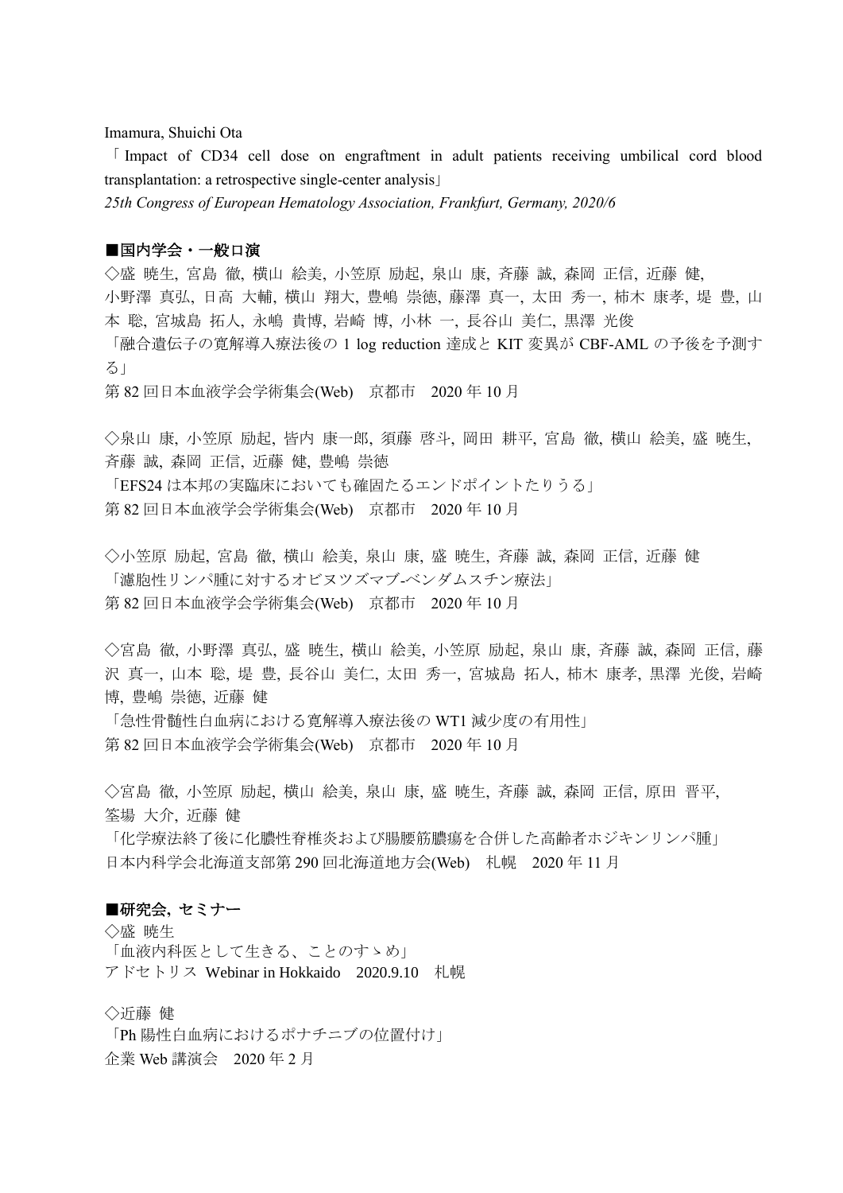Imamura, Shuichi Ota

「Impact of CD34 cell dose on engraftment in adult patients receiving umbilical cord blood transplantation: a retrospective single-center analysis」

*25th Congress of European Hematology Association, Frankfurt, Germany, 2020/6*

**■国内学会・一般口演**

◇盛 暁生, 宮島 徹, 横山 絵美, 小笠原 励起, 泉山 康, 斉藤 誠, 森岡 正信, 近藤 健, 小野澤 真弘, 日高 大輔, 横山 翔大, 豊嶋 崇徳, 藤澤 真一, 太田 秀一, 柿木 康孝, 堤 豊, 山本 聡, 宮城島 拓人, 永嶋 貴博, 岩崎 博, 小林 一, 長谷山 美仁, 黒澤 光俊

「融合遺伝子の寛解導入療法後の 1 log reduction 達成と KIT 変異が CBF-AML の予後を予測する」

第 82 回日本血液学会学術集会(Web) 京都市 2020 年 10 月

◇泉山 康, 小笠原 励起, 皆内 康一郎, 須藤 啓斗, 岡田 耕平, 宮島 徹, 横山 絵美, 盛 暁生, 斉藤 誠, 森岡 正信, 近藤 健, 豊嶋 崇徳

「EFS24 は本邦の実臨床においても確固たるエンドポイントたりうる」

第 82 回日本血液学会学術集会(Web) 京都市 2020 年 10 月

◇小笠原 励起, 宮島 徹, 横山 絵美, 泉山 康, 盛 暁生, 斉藤 誠, 森岡 正信, 近藤 健

「濾胞性リンパ腫に対するオビヌツズマブ-ベンダムスチン療法」

第 82 回日本血液学会学術集会(Web) 京都市 2020 年 10 月

◇宮島 徹, 小野澤 真弘, 盛 暁生, 横山 絵美, 小笠原 励起, 泉山 康, 斉藤 誠, 森岡 正信, 藤沢 真一, 山本 聡, 堤 豊, 長谷山 美仁, 太田 秀一, 宮城島 拓人, 柿木 康孝, 黒澤 光俊, 岩崎 博, 豊嶋 崇徳, 近藤 健

「急性骨髄性白血病における寛解導入療法後の WT1 減少度の有用性」

第 82 回日本血液学会学術集会(Web) 京都市 2020 年 10 月

◇宮島 徹, 小笠原 励起, 横山 絵美, 泉山 康, 盛 暁生, 斉藤 誠, 森岡 正信, 原田 晋平, 筌場 大介, 近藤 健

「化学療法終了後に化膿性脊椎炎および腸腰筋膿瘍を合併した高齢者ホジキンリンパ腫」

日本内科学会北海道支部第 290 回北海道地方会(Web) 札幌 2020 年 11 月

**■研究会, セミナー**

◇盛 暁生

「血液内科医として生きる、ことのすゝめ」

アドセトリス Webinar in Hokkaido 2020.9.10 札幌

◇近藤 健

「Ph 陽性白血病におけるポナチニブの位置付け」

企業 Web 講演会 2020 年 2 月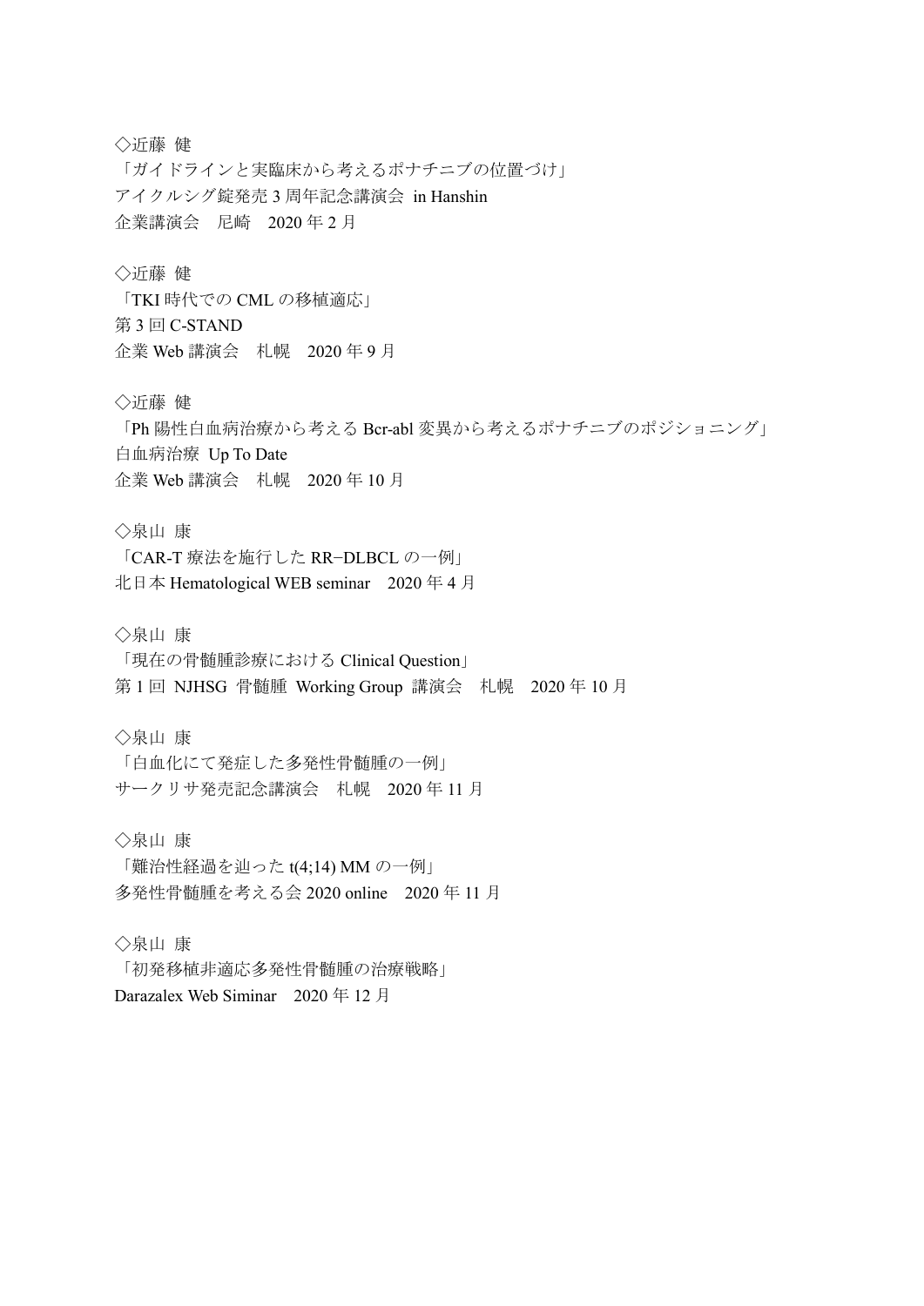◇近藤 健
「ガイドラインと実臨床から考えるポナチニブの位置づけ」
アイクルシグ錠発売 3 周年記念講演会 in Hanshin
企業講演会　尼崎　2020 年 2 月

◇近藤 健
「TKI 時代での CML の移植適応」
第 3 回 C-STAND
企業 Web 講演会　札幌　2020 年 9 月

◇近藤 健
「Ph 陽性白血病治療から考える Bcr-abl 変異から考えるポナチニブのポジショニング」
白血病治療 Up To Date
企業 Web 講演会　札幌　2020 年 10 月

◇泉山 康
「CAR-T 療法を施行した RR−DLBCL の一例」
北日本 Hematological WEB seminar　2020 年 4 月

◇泉山 康
「現在の骨髄腫診療における Clinical Question」
第 1 回 NJHSG 骨髄腫 Working Group 講演会　札幌　2020 年 10 月

◇泉山 康
「白血化にて発症した多発性骨髄腫の一例」
サークリサ発売記念講演会　札幌　2020 年 11 月

◇泉山 康
「難治性経過を辿った t(4;14) MM の一例」
多発性骨髄腫を考える会 2020 online　2020 年 11 月

◇泉山 康
「初発移植非適応多発性骨髄腫の治療戦略」
Darazalex Web Siminar　2020 年 12 月